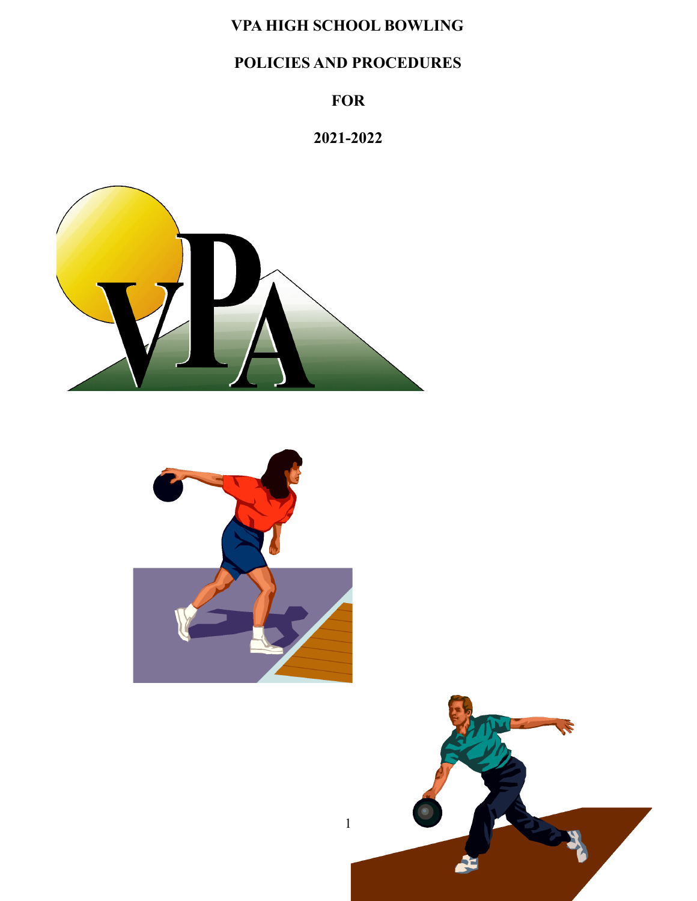# VPA HIGH SCHOOL BOWLING

# POLICIES AND PROCEDURES

# FOR

# 2021-2022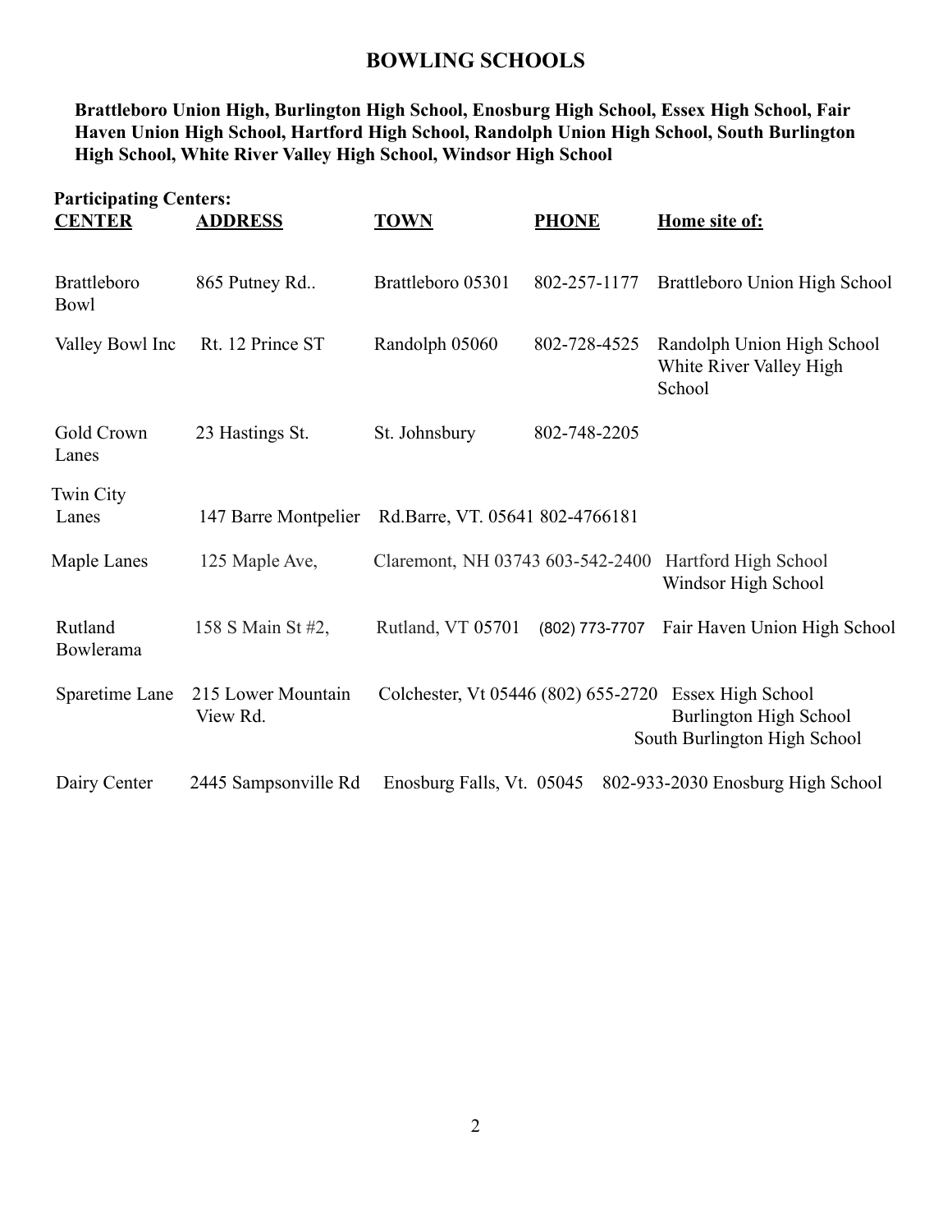# BOWLING SCHOOLS

**Brattleboro Union High, Burlington High School, Enosburg High School, Essex High School, Fair Haven Union High School, Hartford High School, Randolph Union High School, South Burlington High School, White River Valley High School, Windsor High School**

**Participating Centers:**

| CENTER | ADDRESS | TOWN | PHONE | Home site of: |
| --- | --- | --- | --- | --- |
| Brattleboro Bowl | 865 Putney Rd.. | Brattleboro 05301 | 802-257-1177 | Brattleboro Union High School |
| Valley Bowl Inc | Rt. 12 Prince ST | Randolph 05060 | 802-728-4525 | Randolph Union High School<br>White River Valley High School |
| Gold Crown Lanes | 23 Hastings St. | St. Johnsbury | 802-748-2205 | |
| Twin City Lanes | 147 Barre Montpelier Rd. | Barre, VT. 05641 | 802-4766181 | |
| Maple Lanes | 125 Maple Ave, | Claremont, NH 03743 | 603-542-2400 | Hartford High School<br>Windsor High School |
| Rutland Bowlerama | 158 S Main St #2, | Rutland, VT 05701 | (802) 773-7707 | Fair Haven Union High School |
| Sparetime Lane | 215 Lower Mountain View Rd. | Colchester, Vt 05446 | (802) 655-2720 | Essex High School<br>Burlington High School<br>South Burlington High School |
| Dairy Center | 2445 Sampsonville Rd | Enosburg Falls, Vt. 05045 | 802-933-2030 | Enosburg High School |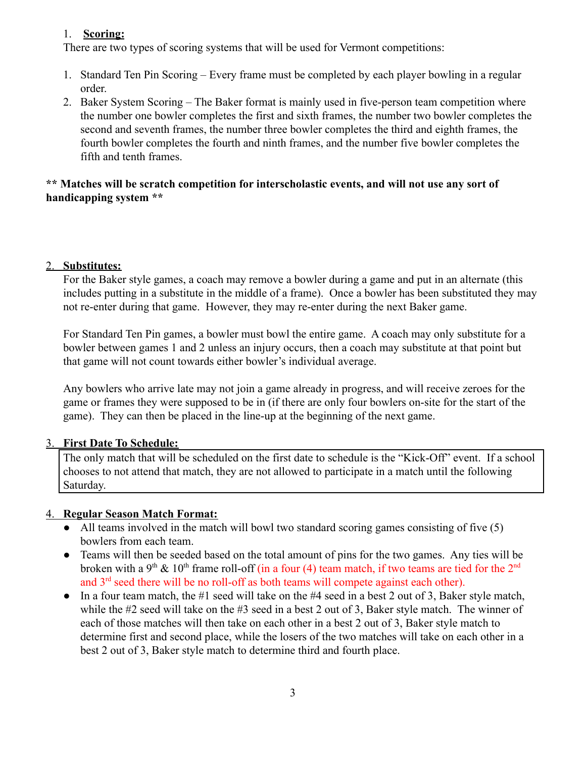1. **Scoring:**

There are two types of scoring systems that will be used for Vermont competitions:

1. Standard Ten Pin Scoring – Every frame must be completed by each player bowling in a regular order.
2. Baker System Scoring – The Baker format is mainly used in five-person team competition where the number one bowler completes the first and sixth frames, the number two bowler completes the second and seventh frames, the number three bowler completes the third and eighth frames, the fourth bowler completes the fourth and ninth frames, and the number five bowler completes the fifth and tenth frames.

**** Matches will be scratch competition for interscholastic events, and will not use any sort of handicapping system ****

2. **Substitutes:**

For the Baker style games, a coach may remove a bowler during a game and put in an alternate (this includes putting in a substitute in the middle of a frame). Once a bowler has been substituted they may not re-enter during that game. However, they may re-enter during the next Baker game.

For Standard Ten Pin games, a bowler must bowl the entire game. A coach may only substitute for a bowler between games 1 and 2 unless an injury occurs, then a coach may substitute at that point but that game will not count towards either bowler's individual average.

Any bowlers who arrive late may not join a game already in progress, and will receive zeroes for the game or frames they were supposed to be in (if there are only four bowlers on-site for the start of the game). They can then be placed in the line-up at the beginning of the next game.

3. **First Date To Schedule:**

The only match that will be scheduled on the first date to schedule is the "Kick-Off" event. If a school chooses to not attend that match, they are not allowed to participate in a match until the following Saturday.

4. **Regular Season Match Format:**

- All teams involved in the match will bowl two standard scoring games consisting of five (5) bowlers from each team.
- Teams will then be seeded based on the total amount of pins for the two games. Any ties will be broken with a 9th & 10th frame roll-off (in a four (4) team match, if two teams are tied for the 2nd and 3rd seed there will be no roll-off as both teams will compete against each other).
- In a four team match, the #1 seed will take on the #4 seed in a best 2 out of 3, Baker style match, while the #2 seed will take on the #3 seed in a best 2 out of 3, Baker style match. The winner of each of those matches will then take on each other in a best 2 out of 3, Baker style match to determine first and second place, while the losers of the two matches will take on each other in a best 2 out of 3, Baker style match to determine third and fourth place.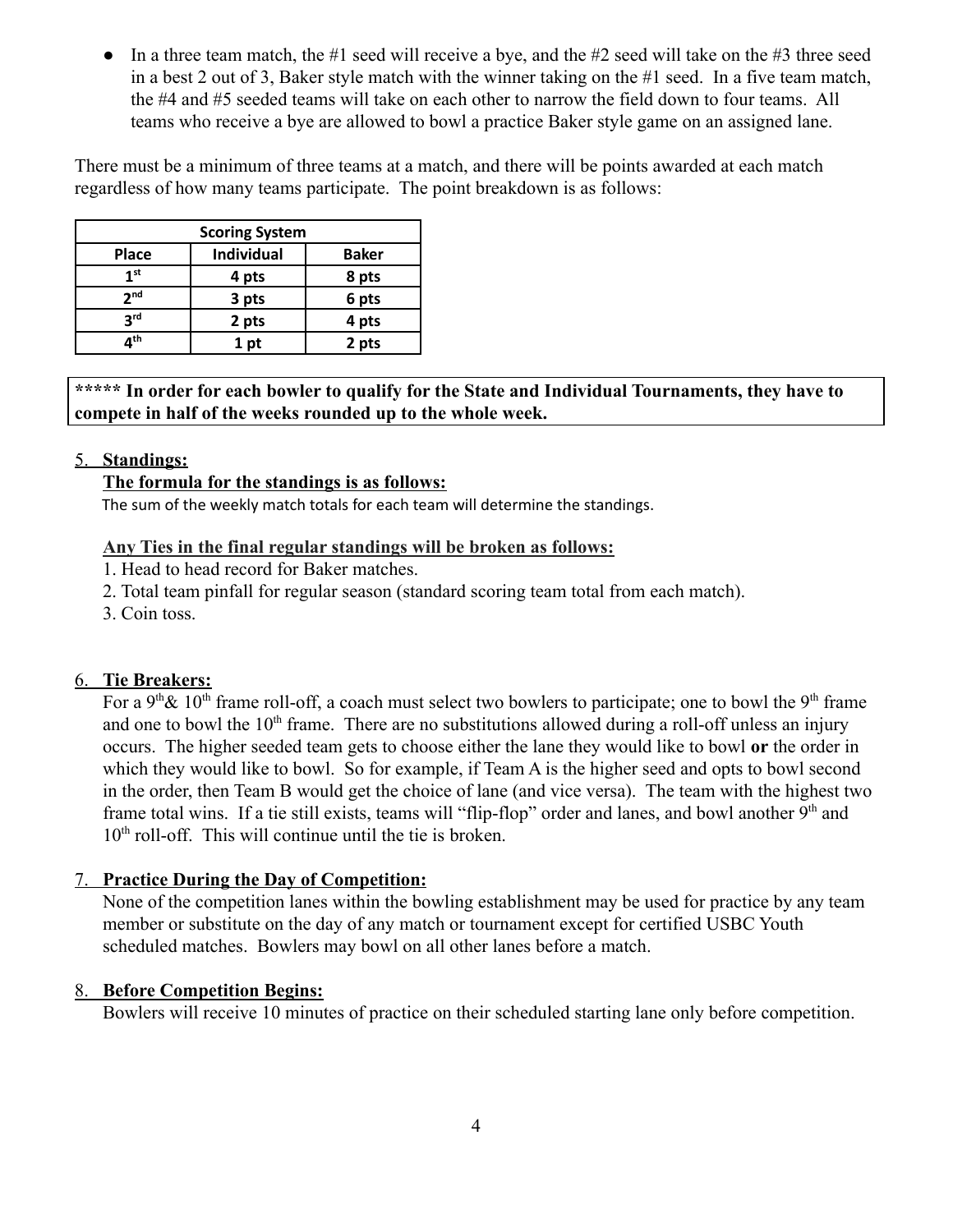- In a three team match, the #1 seed will receive a bye, and the #2 seed will take on the #3 three seed in a best 2 out of 3, Baker style match with the winner taking on the #1 seed. In a five team match, the #4 and #5 seeded teams will take on each other to narrow the field down to four teams. All teams who receive a bye are allowed to bowl a practice Baker style game on an assigned lane.

There must be a minimum of three teams at a match, and there will be points awarded at each match regardless of how many teams participate. The point breakdown is as follows:

| Scoring System | | |
|---|---|---|
| **Place** | **Individual** | **Baker** |
| **1st** | **4 pts** | **8 pts** |
| **2nd** | **3 pts** | **6 pts** |
| **3rd** | **2 pts** | **4 pts** |
| **4th** | **1 pt** | **2 pts** |

**\*\*\*\*\* In order for each bowler to qualify for the State and Individual Tournaments, they have to compete in half of the weeks rounded up to the whole week.**

5. **Standings:**

**The formula for the standings is as follows:**

The sum of the weekly match totals for each team will determine the standings.

**Any Ties in the final regular standings will be broken as follows:**

1. Head to head record for Baker matches.
2. Total team pinfall for regular season (standard scoring team total from each match).
3. Coin toss.

6. **Tie Breakers:**

For a 9th & 10th frame roll-off, a coach must select two bowlers to participate; one to bowl the 9th frame and one to bowl the 10th frame. There are no substitutions allowed during a roll-off unless an injury occurs. The higher seeded team gets to choose either the lane they would like to bowl **or** the order in which they would like to bowl. So for example, if Team A is the higher seed and opts to bowl second in the order, then Team B would get the choice of lane (and vice versa). The team with the highest two frame total wins. If a tie still exists, teams will "flip-flop" order and lanes, and bowl another 9th and 10th roll-off. This will continue until the tie is broken.

7. **Practice During the Day of Competition:**

None of the competition lanes within the bowling establishment may be used for practice by any team member or substitute on the day of any match or tournament except for certified USBC Youth scheduled matches. Bowlers may bowl on all other lanes before a match.

8. **Before Competition Begins:**

Bowlers will receive 10 minutes of practice on their scheduled starting lane only before competition.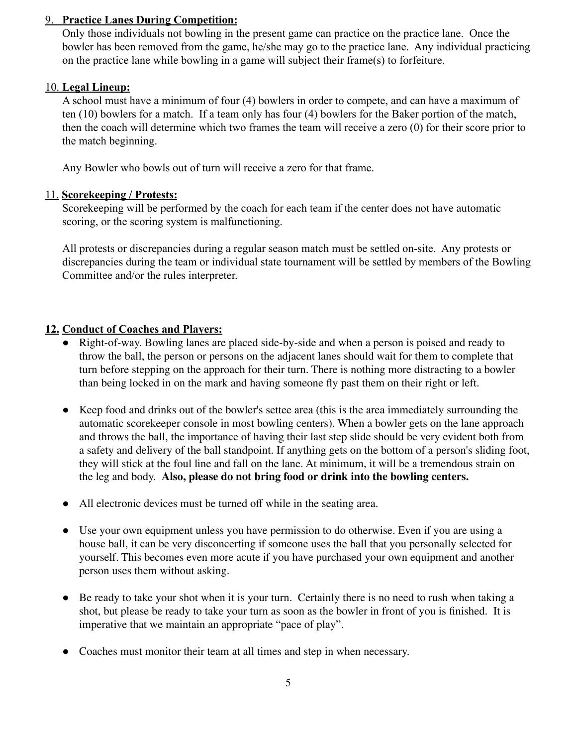9. **Practice Lanes During Competition:**

Only those individuals not bowling in the present game can practice on the practice lane. Once the bowler has been removed from the game, he/she may go to the practice lane. Any individual practicing on the practice lane while bowling in a game will subject their frame(s) to forfeiture.

10. **Legal Lineup:**

A school must have a minimum of four (4) bowlers in order to compete, and can have a maximum of ten (10) bowlers for a match. If a team only has four (4) bowlers for the Baker portion of the match, then the coach will determine which two frames the team will receive a zero (0) for their score prior to the match beginning.

Any Bowler who bowls out of turn will receive a zero for that frame.

11. **Scorekeeping / Protests:**

Scorekeeping will be performed by the coach for each team if the center does not have automatic scoring, or the scoring system is malfunctioning.

All protests or discrepancies during a regular season match must be settled on-site. Any protests or discrepancies during the team or individual state tournament will be settled by members of the Bowling Committee and/or the rules interpreter.

**12. Conduct of Coaches and Players:**

- Right-of-way. Bowling lanes are placed side-by-side and when a person is poised and ready to throw the ball, the person or persons on the adjacent lanes should wait for them to complete that turn before stepping on the approach for their turn. There is nothing more distracting to a bowler than being locked in on the mark and having someone fly past them on their right or left.

- Keep food and drinks out of the bowler's settee area (this is the area immediately surrounding the automatic scorekeeper console in most bowling centers). When a bowler gets on the lane approach and throws the ball, the importance of having their last step slide should be very evident both from a safety and delivery of the ball standpoint. If anything gets on the bottom of a person's sliding foot, they will stick at the foul line and fall on the lane. At minimum, it will be a tremendous strain on the leg and body. **Also, please do not bring food or drink into the bowling centers.**

- All electronic devices must be turned off while in the seating area.

- Use your own equipment unless you have permission to do otherwise. Even if you are using a house ball, it can be very disconcerting if someone uses the ball that you personally selected for yourself. This becomes even more acute if you have purchased your own equipment and another person uses them without asking.

- Be ready to take your shot when it is your turn. Certainly there is no need to rush when taking a shot, but please be ready to take your turn as soon as the bowler in front of you is finished. It is imperative that we maintain an appropriate "pace of play".

- Coaches must monitor their team at all times and step in when necessary.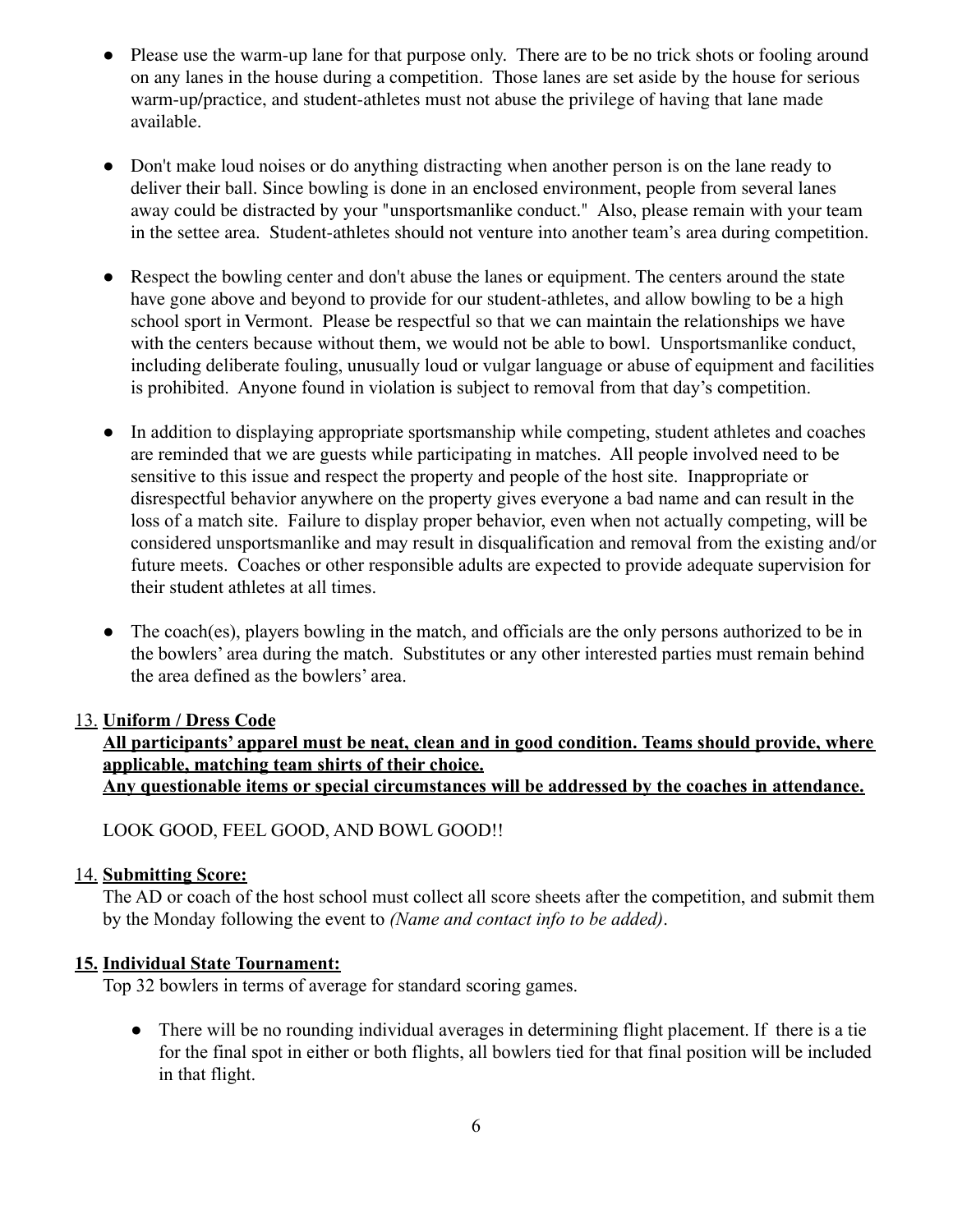- Please use the warm-up lane for that purpose only. There are to be no trick shots or fooling around on any lanes in the house during a competition. Those lanes are set aside by the house for serious warm-up/practice, and student-athletes must not abuse the privilege of having that lane made available.

- Don't make loud noises or do anything distracting when another person is on the lane ready to deliver their ball. Since bowling is done in an enclosed environment, people from several lanes away could be distracted by your "unsportsmanlike conduct." Also, please remain with your team in the settee area. Student-athletes should not venture into another team's area during competition.

- Respect the bowling center and don't abuse the lanes or equipment. The centers around the state have gone above and beyond to provide for our student-athletes, and allow bowling to be a high school sport in Vermont. Please be respectful so that we can maintain the relationships we have with the centers because without them, we would not be able to bowl. Unsportsmanlike conduct, including deliberate fouling, unusually loud or vulgar language or abuse of equipment and facilities is prohibited. Anyone found in violation is subject to removal from that day's competition.

- In addition to displaying appropriate sportsmanship while competing, student athletes and coaches are reminded that we are guests while participating in matches. All people involved need to be sensitive to this issue and respect the property and people of the host site. Inappropriate or disrespectful behavior anywhere on the property gives everyone a bad name and can result in the loss of a match site. Failure to display proper behavior, even when not actually competing, will be considered unsportsmanlike and may result in disqualification and removal from the existing and/or future meets. Coaches or other responsible adults are expected to provide adequate supervision for their student athletes at all times.

- The coach(es), players bowling in the match, and officials are the only persons authorized to be in the bowlers' area during the match. Substitutes or any other interested parties must remain behind the area defined as the bowlers' area.

13. **Uniform / Dress Code**
    **All participants' apparel must be neat, clean and in good condition. Teams should provide, where applicable, matching team shirts of their choice.**
    **Any questionable items or special circumstances will be addressed by the coaches in attendance.**

    LOOK GOOD, FEEL GOOD, AND BOWL GOOD!!

14. **Submitting Score:**
    The AD or coach of the host school must collect all score sheets after the competition, and submit them by the Monday following the event to *(Name and contact info to be added)*.

15. **Individual State Tournament:**
    Top 32 bowlers in terms of average for standard scoring games.

    - There will be no rounding individual averages in determining flight placement. If there is a tie for the final spot in either or both flights, all bowlers tied for that final position will be included in that flight.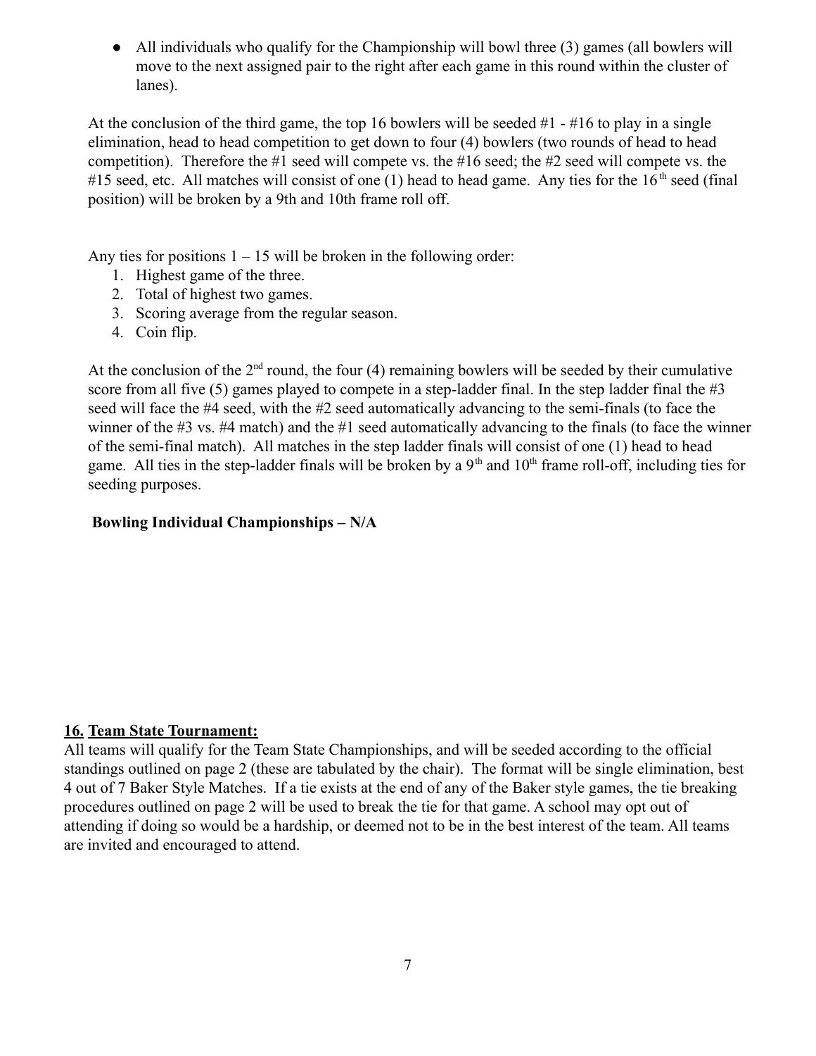- All individuals who qualify for the Championship will bowl three (3) games (all bowlers will move to the next assigned pair to the right after each game in this round within the cluster of lanes).

At the conclusion of the third game, the top 16 bowlers will be seeded #1 - #16 to play in a single elimination, head to head competition to get down to four (4) bowlers (two rounds of head to head competition). Therefore the #1 seed will compete vs. the #16 seed; the #2 seed will compete vs. the #15 seed, etc. All matches will consist of one (1) head to head game. Any ties for the 16th seed (final position) will be broken by a 9th and 10th frame roll off.

Any ties for positions 1 – 15 will be broken in the following order:

1. Highest game of the three.
2. Total of highest two games.
3. Scoring average from the regular season.
4. Coin flip.

At the conclusion of the 2nd round, the four (4) remaining bowlers will be seeded by their cumulative score from all five (5) games played to compete in a step-ladder final. In the step ladder final the #3 seed will face the #4 seed, with the #2 seed automatically advancing to the semi-finals (to face the winner of the #3 vs. #4 match) and the #1 seed automatically advancing to the finals (to face the winner of the semi-final match). All matches in the step ladder finals will consist of one (1) head to head game. All ties in the step-ladder finals will be broken by a 9th and 10th frame roll-off, including ties for seeding purposes.

**Bowling Individual Championships – N/A**

## 16. Team State Tournament:

All teams will qualify for the Team State Championships, and will be seeded according to the official standings outlined on page 2 (these are tabulated by the chair). The format will be single elimination, best 4 out of 7 Baker Style Matches. If a tie exists at the end of any of the Baker style games, the tie breaking procedures outlined on page 2 will be used to break the tie for that game. A school may opt out of attending if doing so would be a hardship, or deemed not to be in the best interest of the team. All teams are invited and encouraged to attend.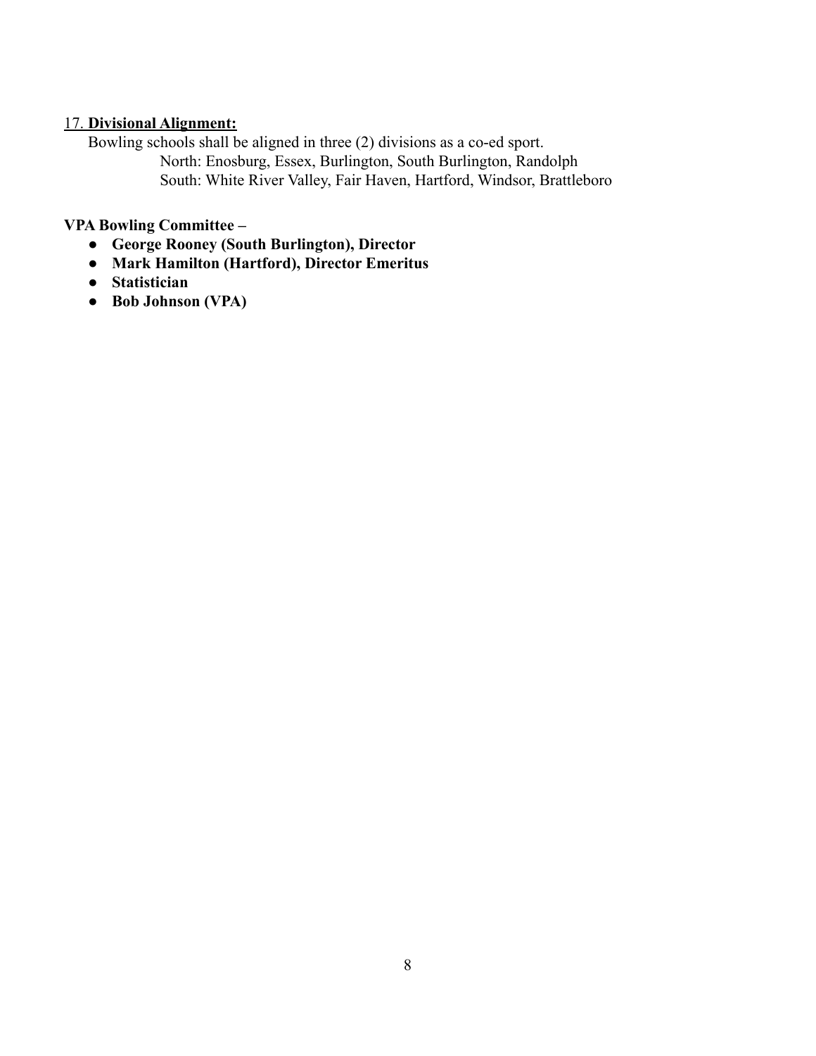17. **Divisional Alignment:**

Bowling schools shall be aligned in three (2) divisions as a co-ed sport.

North: Enosburg, Essex, Burlington, South Burlington, Randolph

South: White River Valley, Fair Haven, Hartford, Windsor, Brattleboro

**VPA Bowling Committee –**

- **George Rooney (South Burlington), Director**
- **Mark Hamilton (Hartford), Director Emeritus**
- **Statistician**
- **Bob Johnson (VPA)**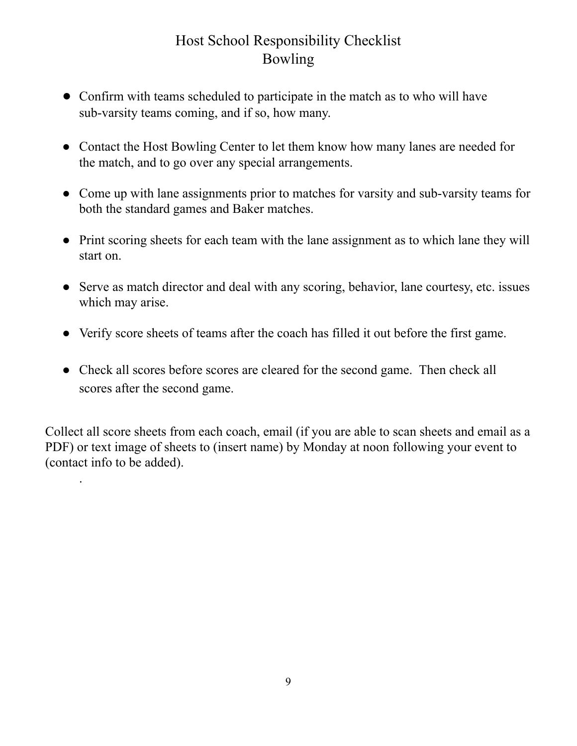# Host School Responsibility Checklist
## Bowling

- Confirm with teams scheduled to participate in the match as to who will have sub-varsity teams coming, and if so, how many.
- Contact the Host Bowling Center to let them know how many lanes are needed for the match, and to go over any special arrangements.
- Come up with lane assignments prior to matches for varsity and sub-varsity teams for both the standard games and Baker matches.
- Print scoring sheets for each team with the lane assignment as to which lane they will start on.
- Serve as match director and deal with any scoring, behavior, lane courtesy, etc. issues which may arise.
- Verify score sheets of teams after the coach has filled it out before the first game.
- Check all scores before scores are cleared for the second game. Then check all scores after the second game.

Collect all score sheets from each coach, email (if you are able to scan sheets and email as a PDF) or text image of sheets to (insert name) by Monday at noon following your event to (contact info to be added).

.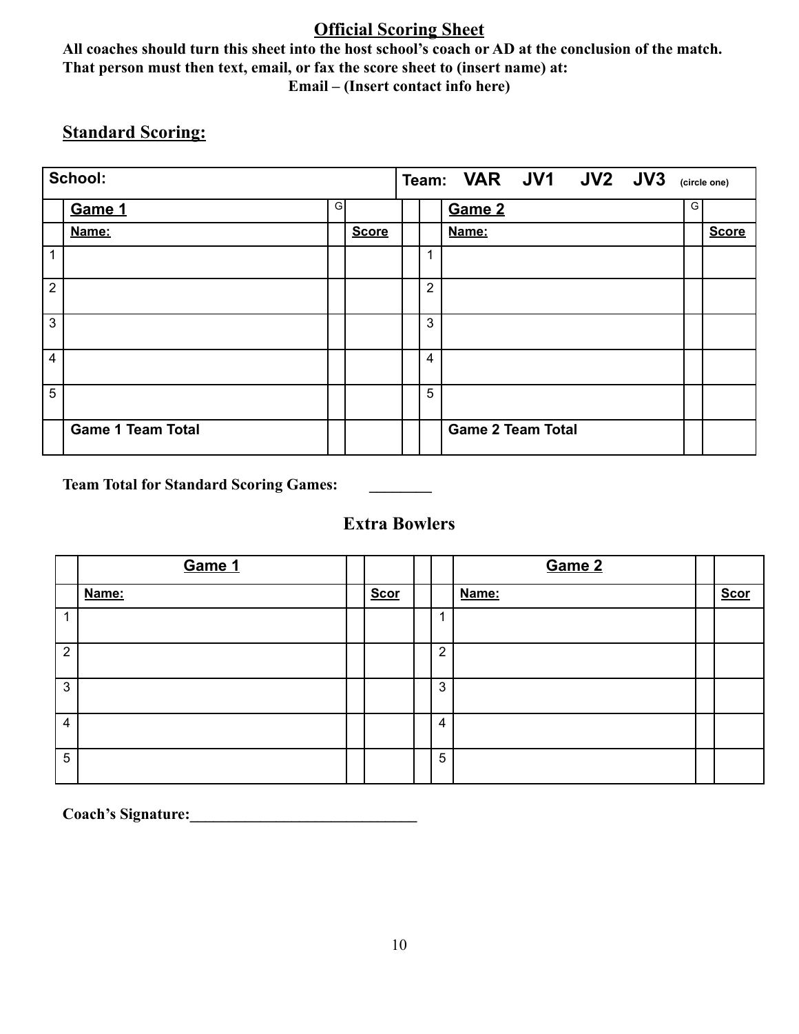## Official Scoring Sheet

**All coaches should turn this sheet into the host school's coach or AD at the conclusion of the match. That person must then text, email, or fax the score sheet to (insert name) at:**

**Email – (Insert contact info here)**

## Standard Scoring:

| School: | | | | | Team: VAR JV1 JV2 JV3 (circle one) | | |
|---|---|---|---|---|---|---|---|
| | **Game 1** | G | | | **Game 2** | G | |
| | **Name:** | | **Score** | | **Name:** | | **Score** |
| 1 | | | | 1 | | | |
| 2 | | | | 2 | | | |
| 3 | | | | 3 | | | |
| 4 | | | | 4 | | | |
| 5 | | | | 5 | | | |
| | **Game 1 Team Total** | | | | **Game 2 Team Total** | | |

**Team Total for Standard Scoring Games: ________**

### Extra Bowlers

| | **Game 1** | | | | **Game 2** | | |
|---|---|---|---|---|---|---|---|
| | **Name:** | | **Scor** | | **Name:** | | **Scor** |
| 1 | | | | 1 | | | |
| 2 | | | | 2 | | | |
| 3 | | | | 3 | | | |
| 4 | | | | 4 | | | |
| 5 | | | | 5 | | | |

**Coach's Signature:_____________________________**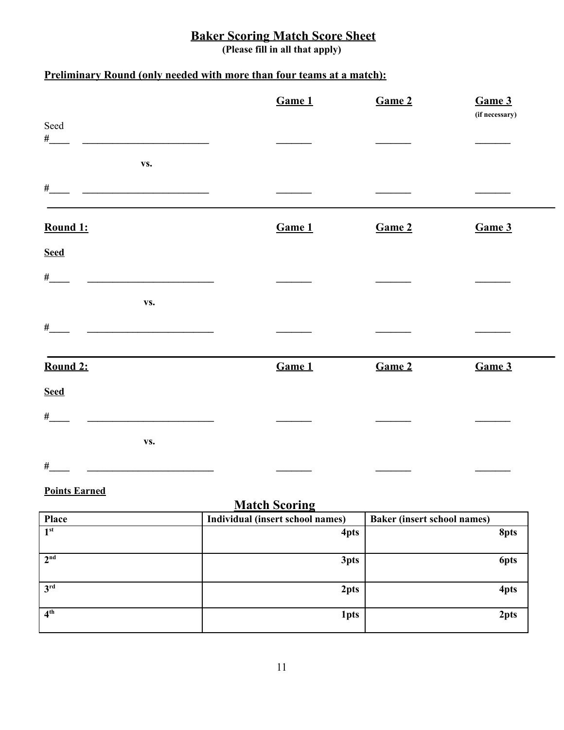# Baker Scoring Match Score Sheet

**(Please fill in all that apply)**

**Preliminary Round (only needed with more than four teams at a match):**

| | Game 1 | Game 2 | Game 3 (if necessary) |
|---|---|---|---|
| Seed #____ _________________________ | _______ | _______ | _______ |
| vs. | | | |
| #____ _________________________ | _______ | _______ | _______ |

**Round 1:**

| Seed | Game 1 | Game 2 | Game 3 |
|---|---|---|---|
| #____ _________________________ | _______ | _______ | _______ |
| vs. | | | |
| #____ _________________________ | _______ | _______ | _______ |

**Round 2:**

| Seed | Game 1 | Game 2 | Game 3 |
|---|---|---|---|
| #____ _________________________ | _______ | _______ | _______ |
| vs. | | | |
| #____ _________________________ | _______ | _______ | _______ |

**Points Earned**

## Match Scoring

| Place | Individual (insert school names) | Baker (insert school names) |
|---|---|---|
| 1st | 4pts | 8pts |
| 2nd | 3pts | 6pts |
| 3rd | 2pts | 4pts |
| 4th | 1pts | 2pts |